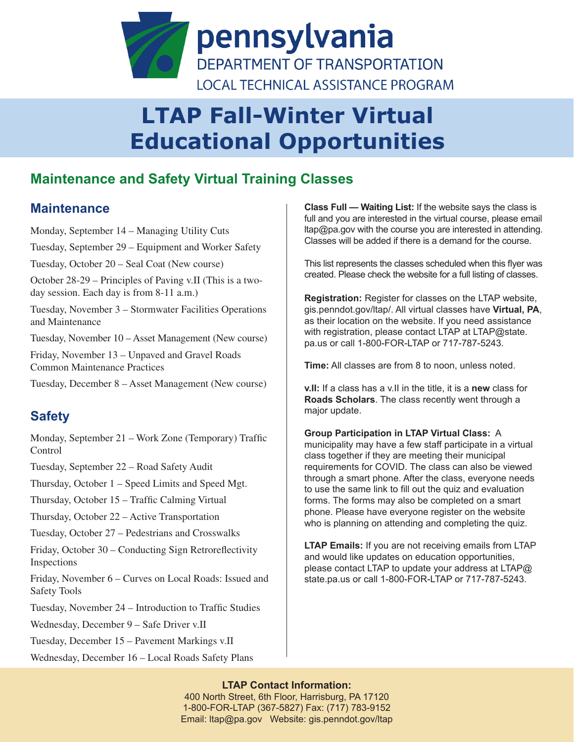pennsylvania
DEPARTMENT OF TRANSPORTATION
LOCAL TECHNICAL ASSISTANCE PROGRAM

# LTAP Fall-Winter Virtual Educational Opportunities

## Maintenance and Safety Virtual Training Classes

### Maintenance

Monday, September 14 – Managing Utility Cuts

Tuesday, September 29 – Equipment and Worker Safety

Tuesday, October 20 – Seal Coat (New course)

October 28-29 – Principles of Paving v.II (This is a two-day session. Each day is from 8-11 a.m.)

Tuesday, November 3 – Stormwater Facilities Operations and Maintenance

Tuesday, November 10 – Asset Management (New course)

Friday, November 13 – Unpaved and Gravel Roads Common Maintenance Practices

Tuesday, December 8 – Asset Management (New course)

### Safety

Monday, September 21 – Work Zone (Temporary) Traffic Control

Tuesday, September 22 – Road Safety Audit

Thursday, October 1 – Speed Limits and Speed Mgt.

Thursday, October 15 – Traffic Calming Virtual

Thursday, October 22 – Active Transportation

Tuesday, October 27 – Pedestrians and Crosswalks

Friday, October 30 – Conducting Sign Retroreflectivity Inspections

Friday, November 6 – Curves on Local Roads: Issued and Safety Tools

Tuesday, November 24 – Introduction to Traffic Studies

Wednesday, December 9 – Safe Driver v.II

Tuesday, December 15 – Pavement Markings v.II

Wednesday, December 16 – Local Roads Safety Plans

**Class Full — Waiting List:** If the website says the class is full and you are interested in the virtual course, please email ltap@pa.gov with the course you are interested in attending. Classes will be added if there is a demand for the course.

This list represents the classes scheduled when this flyer was created. Please check the website for a full listing of classes.

**Registration:** Register for classes on the LTAP website, gis.penndot.gov/ltap/. All virtual classes have **Virtual, PA**, as their location on the website. If you need assistance with registration, please contact LTAP at LTAP@state.pa.us or call 1-800-FOR-LTAP or 717-787-5243.

**Time:** All classes are from 8 to noon, unless noted.

**v.II:** If a class has a v.II in the title, it is a **new** class for **Roads Scholars**. The class recently went through a major update.

**Group Participation in LTAP Virtual Class:** A municipality may have a few staff participate in a virtual class together if they are meeting their municipal requirements for COVID. The class can also be viewed through a smart phone. After the class, everyone needs to use the same link to fill out the quiz and evaluation forms. The forms may also be completed on a smart phone. Please have everyone register on the website who is planning on attending and completing the quiz.

**LTAP Emails:** If you are not receiving emails from LTAP and would like updates on education opportunities, please contact LTAP to update your address at LTAP@state.pa.us or call 1-800-FOR-LTAP or 717-787-5243.

**LTAP Contact Information:**
400 North Street, 6th Floor, Harrisburg, PA 17120
1-800-FOR-LTAP (367-5827) Fax: (717) 783-9152
Email: ltap@pa.gov Website: gis.penndot.gov/ltap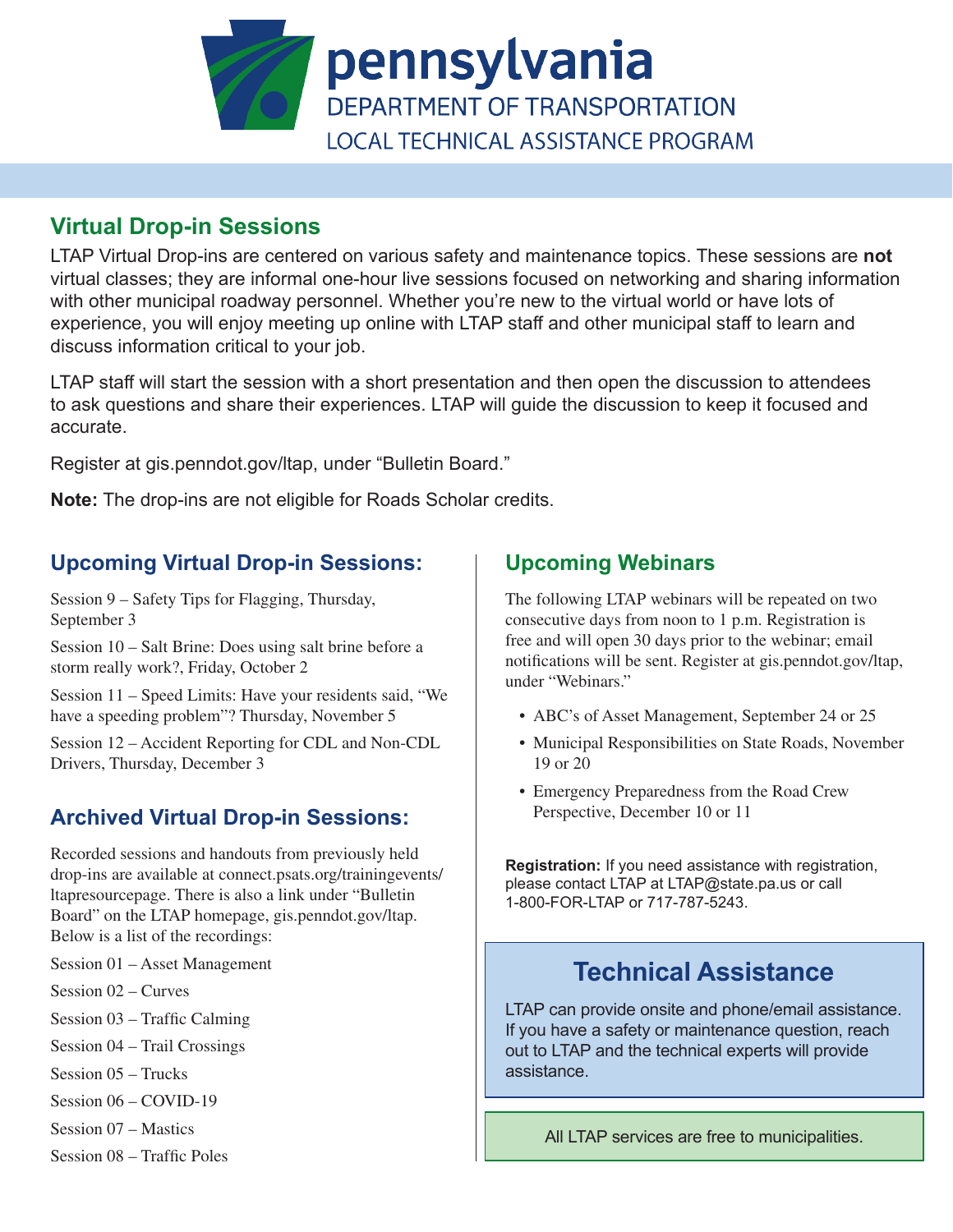pennsylvania
DEPARTMENT OF TRANSPORTATION
LOCAL TECHNICAL ASSISTANCE PROGRAM

## Virtual Drop-in Sessions

LTAP Virtual Drop-ins are centered on various safety and maintenance topics. These sessions are **not** virtual classes; they are informal one-hour live sessions focused on networking and sharing information with other municipal roadway personnel. Whether you're new to the virtual world or have lots of experience, you will enjoy meeting up online with LTAP staff and other municipal staff to learn and discuss information critical to your job.

LTAP staff will start the session with a short presentation and then open the discussion to attendees to ask questions and share their experiences. LTAP will guide the discussion to keep it focused and accurate.

Register at gis.penndot.gov/ltap, under "Bulletin Board."

**Note:** The drop-ins are not eligible for Roads Scholar credits.

### Upcoming Virtual Drop-in Sessions:

Session 9 – Safety Tips for Flagging, Thursday, September 3

Session 10 – Salt Brine: Does using salt brine before a storm really work?, Friday, October 2

Session 11 – Speed Limits: Have your residents said, "We have a speeding problem"? Thursday, November 5

Session 12 – Accident Reporting for CDL and Non-CDL Drivers, Thursday, December 3

### Archived Virtual Drop-in Sessions:

Recorded sessions and handouts from previously held drop-ins are available at connect.psats.org/trainingevents/ltapresourcepage. There is also a link under "Bulletin Board" on the LTAP homepage, gis.penndot.gov/ltap. Below is a list of the recordings:

Session 01 – Asset Management

Session 02 – Curves

Session 03 – Traffic Calming

Session 04 – Trail Crossings

Session 05 – Trucks

Session 06 – COVID-19

Session 07 – Mastics

Session 08 – Traffic Poles

### Upcoming Webinars

The following LTAP webinars will be repeated on two consecutive days from noon to 1 p.m. Registration is free and will open 30 days prior to the webinar; email notifications will be sent. Register at gis.penndot.gov/ltap, under "Webinars."

- ABC's of Asset Management, September 24 or 25
- Municipal Responsibilities on State Roads, November 19 or 20
- Emergency Preparedness from the Road Crew Perspective, December 10 or 11

**Registration:** If you need assistance with registration, please contact LTAP at LTAP@state.pa.us or call 1-800-FOR-LTAP or 717-787-5243.

### Technical Assistance

LTAP can provide onsite and phone/email assistance. If you have a safety or maintenance question, reach out to LTAP and the technical experts will provide assistance.

All LTAP services are free to municipalities.